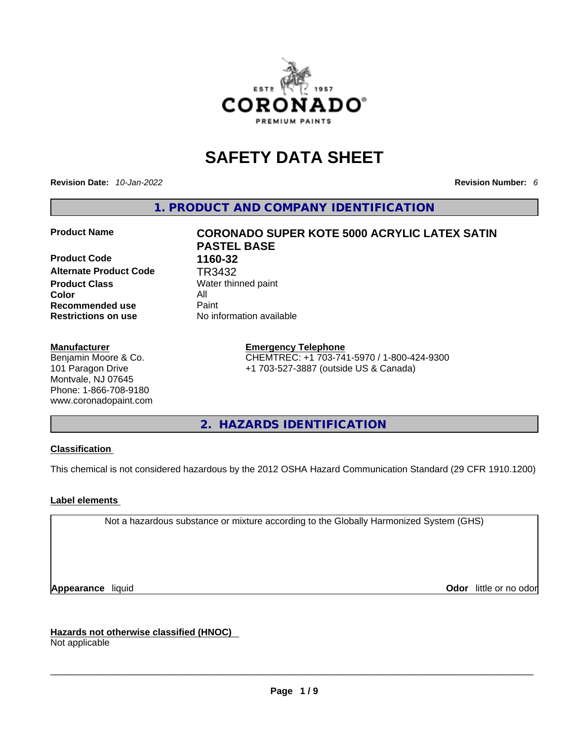# SAFETY DATA SHEET

**Revision Date:** *10-Jan-2022* **Revision Number:** *6*

## 1. PRODUCT AND COMPANY IDENTIFICATION

| | |
|---|---|
| **Product Name** | **CORONADO SUPER KOTE 5000 ACRYLIC LATEX SATIN PASTEL BASE** |
| **Product Code** | **1160-32** |
| **Alternate Product Code** | TR3432 |
| **Product Class** | Water thinned paint |
| **Color** | All |
| **Recommended use** | Paint |
| **Restrictions on use** | No information available |

**Manufacturer**
Benjamin Moore & Co.
101 Paragon Drive
Montvale, NJ 07645
Phone: 1-866-708-9180
www.coronadopaint.com

**Emergency Telephone**
CHEMTREC: +1 703-741-5970 / 1-800-424-9300
+1 703-527-3887 (outside US & Canada)

## 2. HAZARDS IDENTIFICATION

**Classification**

This chemical is not considered hazardous by the 2012 OSHA Hazard Communication Standard (29 CFR 1910.1200)

**Label elements**

Not a hazardous substance or mixture according to the Globally Harmonized System (GHS)

**Appearance** liquid **Odor** little or no odor

**Hazards not otherwise classified (HNOC)**
Not applicable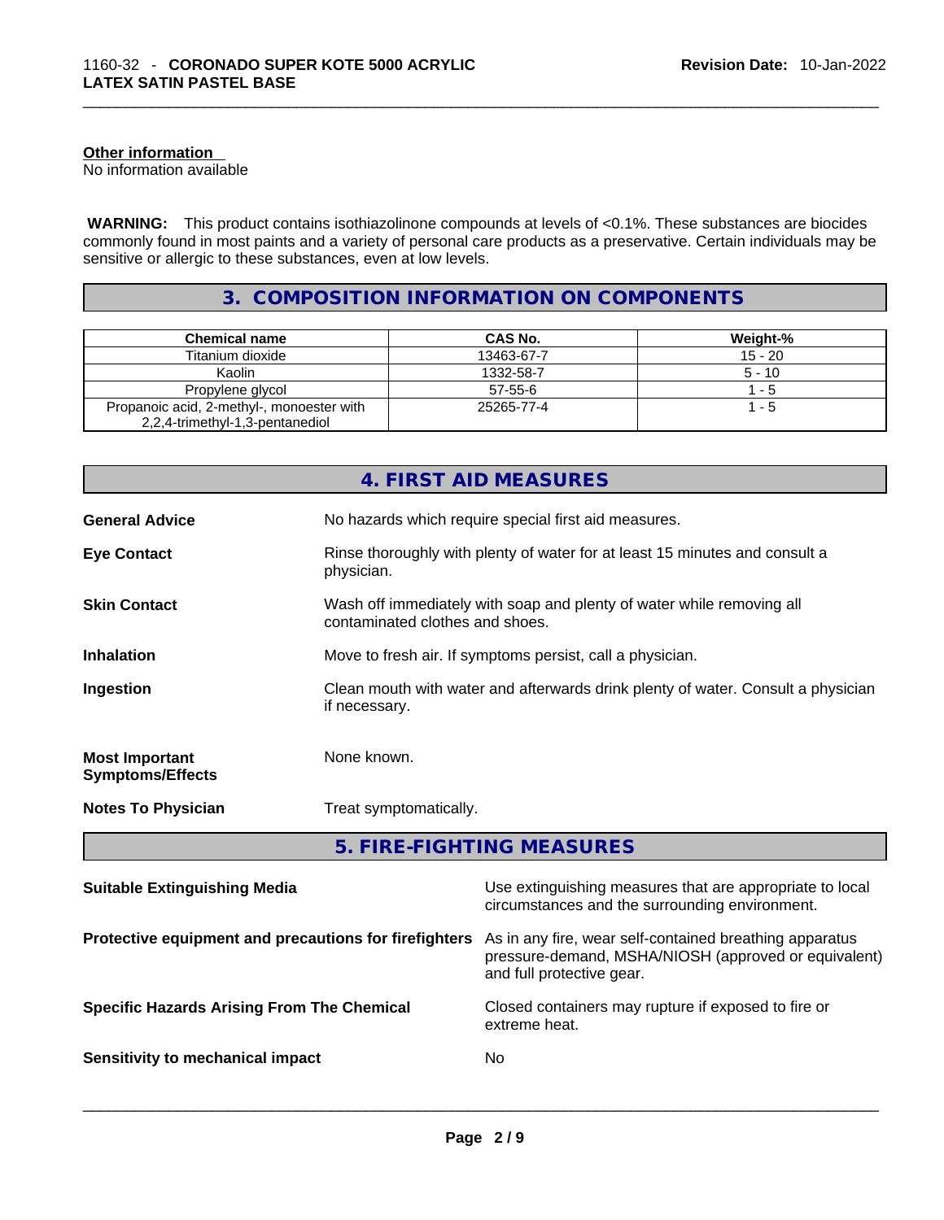**Other information**
No information available

**WARNING:** This product contains isothiazolinone compounds at levels of <0.1%. These substances are biocides commonly found in most paints and a variety of personal care products as a preservative. Certain individuals may be sensitive or allergic to these substances, even at low levels.

## 3. COMPOSITION INFORMATION ON COMPONENTS

| Chemical name | CAS No. | Weight-% |
|---|---|---|
| Titanium dioxide | 13463-67-7 | 15 - 20 |
| Kaolin | 1332-58-7 | 5 - 10 |
| Propylene glycol | 57-55-6 | 1 - 5 |
| Propanoic acid, 2-methyl-, monoester with 2,2,4-trimethyl-1,3-pentanediol | 25265-77-4 | 1 - 5 |

## 4. FIRST AID MEASURES

**General Advice** No hazards which require special first aid measures.

**Eye Contact** Rinse thoroughly with plenty of water for at least 15 minutes and consult a physician.

**Skin Contact** Wash off immediately with soap and plenty of water while removing all contaminated clothes and shoes.

**Inhalation** Move to fresh air. If symptoms persist, call a physician.

**Ingestion** Clean mouth with water and afterwards drink plenty of water. Consult a physician if necessary.

**Most Important Symptoms/Effects** None known.

**Notes To Physician** Treat symptomatically.

## 5. FIRE-FIGHTING MEASURES

**Suitable Extinguishing Media** Use extinguishing measures that are appropriate to local circumstances and the surrounding environment.

**Protective equipment and precautions for firefighters** As in any fire, wear self-contained breathing apparatus pressure-demand, MSHA/NIOSH (approved or equivalent) and full protective gear.

**Specific Hazards Arising From The Chemical** Closed containers may rupture if exposed to fire or extreme heat.

**Sensitivity to mechanical impact** No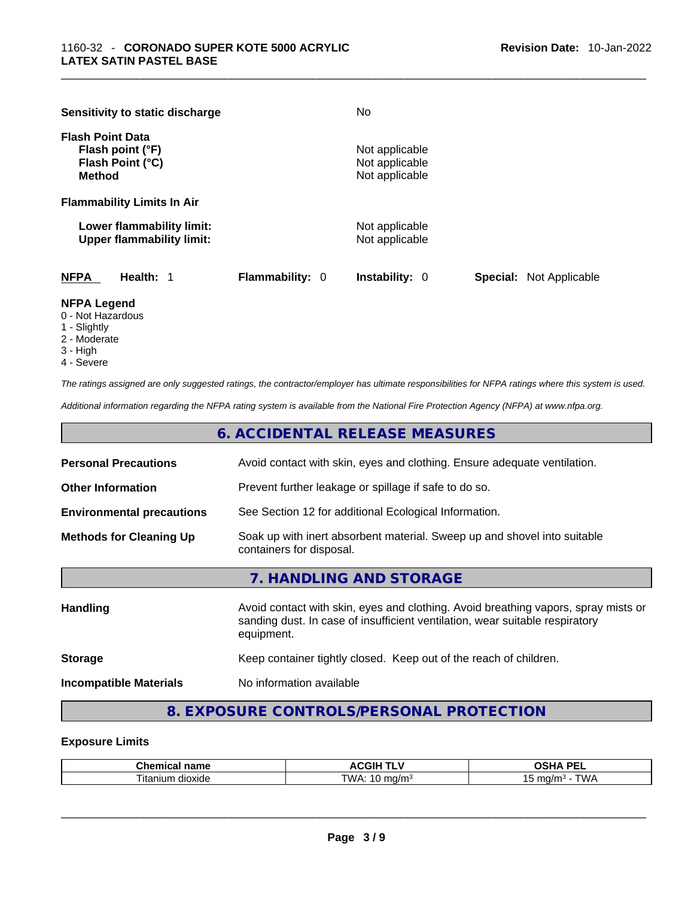**Sensitivity to static discharge** No

**Flash Point Data**
**Flash point (°F)** Not applicable
**Flash Point (°C)** Not applicable
**Method** Not applicable

**Flammability Limits In Air**

**Lower flammability limit:** Not applicable
**Upper flammability limit:** Not applicable

| NFPA | Health: 1 | Flammability: 0 | Instability: 0 | Special: Not Applicable |
|---|---|---|---|---|

**NFPA Legend**
- 0 - Not Hazardous
- 1 - Slightly
- 2 - Moderate
- 3 - High
- 4 - Severe

*The ratings assigned are only suggested ratings, the contractor/employer has ultimate responsibilities for NFPA ratings where this system is used.*

*Additional information regarding the NFPA rating system is available from the National Fire Protection Agency (NFPA) at www.nfpa.org.*

## 6. ACCIDENTAL RELEASE MEASURES

**Personal Precautions** Avoid contact with skin, eyes and clothing. Ensure adequate ventilation.

**Other Information** Prevent further leakage or spillage if safe to do so.

**Environmental precautions** See Section 12 for additional Ecological Information.

**Methods for Cleaning Up** Soak up with inert absorbent material. Sweep up and shovel into suitable containers for disposal.

## 7. HANDLING AND STORAGE

**Handling** Avoid contact with skin, eyes and clothing. Avoid breathing vapors, spray mists or sanding dust. In case of insufficient ventilation, wear suitable respiratory equipment.

**Storage** Keep container tightly closed. Keep out of the reach of children.

**Incompatible Materials** No information available

## 8. EXPOSURE CONTROLS/PERSONAL PROTECTION

**Exposure Limits**

| Chemical name | ACGIH TLV | OSHA PEL |
|---|---|---|
| Titanium dioxide | TWA: 10 mg/m³ | 15 mg/m³ - TWA |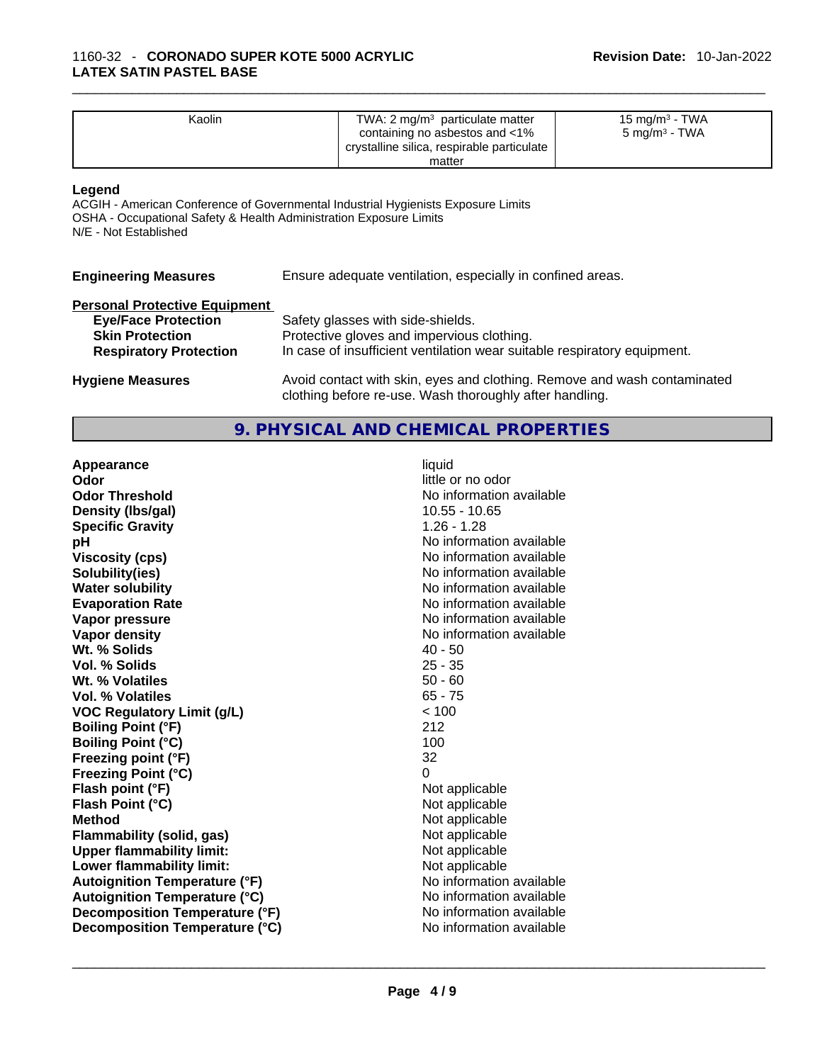| Kaolin | TWA: 2 mg/m³ particulate matter containing no asbestos and <1% crystalline silica, respirable particulate matter | 15 mg/m³ - TWA<br>5 mg/m³ - TWA |
|---|---|---|

**Legend**

ACGIH - American Conference of Governmental Industrial Hygienists Exposure Limits
OSHA - Occupational Safety & Health Administration Exposure Limits
N/E - Not Established

**Engineering Measures** Ensure adequate ventilation, especially in confined areas.

**Personal Protective Equipment**

- **Eye/Face Protection** Safety glasses with side-shields.
- **Skin Protection** Protective gloves and impervious clothing.
- **Respiratory Protection** In case of insufficient ventilation wear suitable respiratory equipment.

**Hygiene Measures** Avoid contact with skin, eyes and clothing. Remove and wash contaminated clothing before re-use. Wash thoroughly after handling.

## 9. PHYSICAL AND CHEMICAL PROPERTIES

| | |
|---|---|
| **Appearance** | liquid |
| **Odor** | little or no odor |
| **Odor Threshold** | No information available |
| **Density (lbs/gal)** | 10.55 - 10.65 |
| **Specific Gravity** | 1.26 - 1.28 |
| **pH** | No information available |
| **Viscosity (cps)** | No information available |
| **Solubility(ies)** | No information available |
| **Water solubility** | No information available |
| **Evaporation Rate** | No information available |
| **Vapor pressure** | No information available |
| **Vapor density** | No information available |
| **Wt. % Solids** | 40 - 50 |
| **Vol. % Solids** | 25 - 35 |
| **Wt. % Volatiles** | 50 - 60 |
| **Vol. % Volatiles** | 65 - 75 |
| **VOC Regulatory Limit (g/L)** | < 100 |
| **Boiling Point (°F)** | 212 |
| **Boiling Point (°C)** | 100 |
| **Freezing point (°F)** | 32 |
| **Freezing Point (°C)** | 0 |
| **Flash point (°F)** | Not applicable |
| **Flash Point (°C)** | Not applicable |
| **Method** | Not applicable |
| **Flammability (solid, gas)** | Not applicable |
| **Upper flammability limit:** | Not applicable |
| **Lower flammability limit:** | Not applicable |
| **Autoignition Temperature (°F)** | No information available |
| **Autoignition Temperature (°C)** | No information available |
| **Decomposition Temperature (°F)** | No information available |
| **Decomposition Temperature (°C)** | No information available |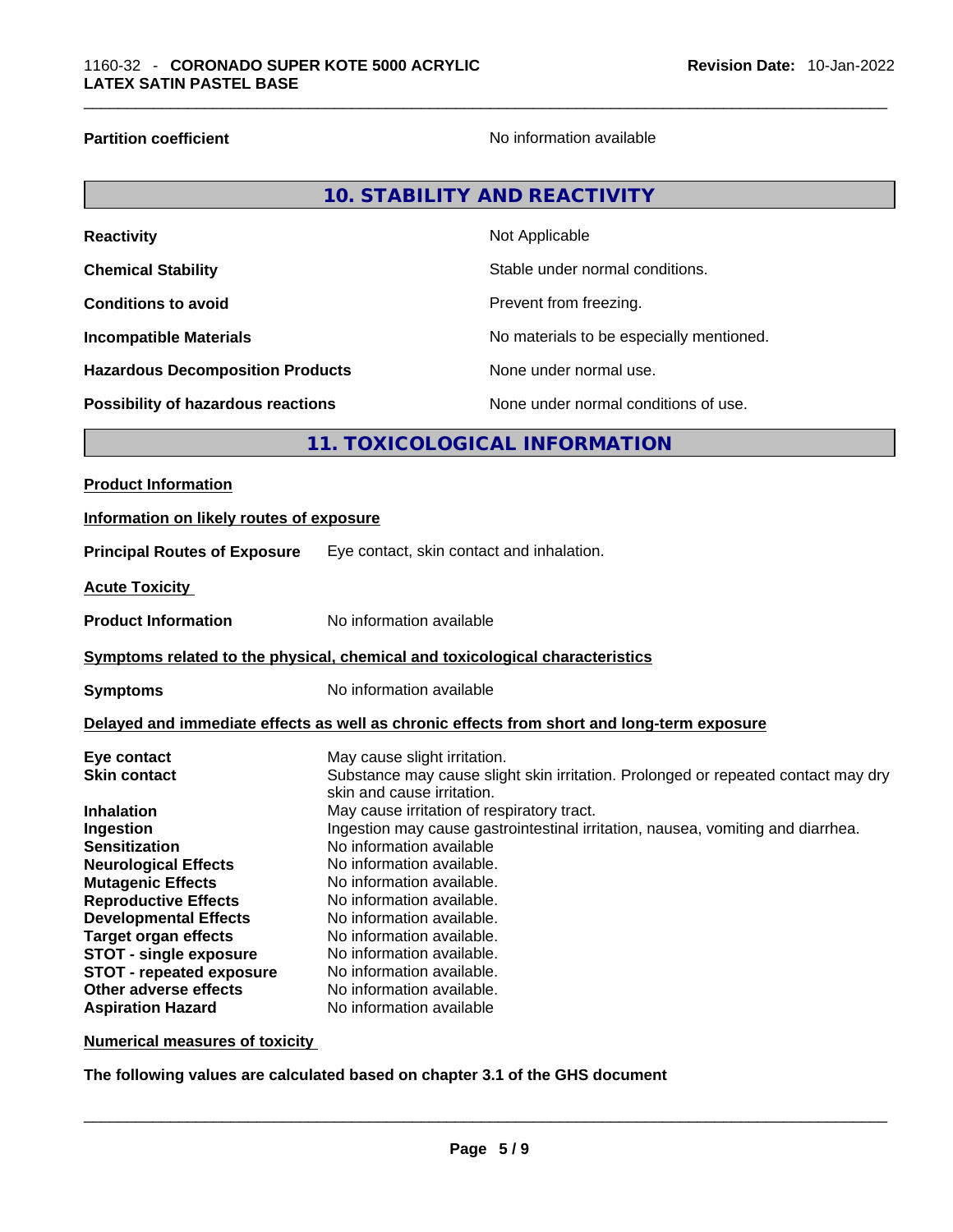| | |
|---|---|
| **Partition coefficient** | No information available |

## 10. STABILITY AND REACTIVITY

| | |
|---|---|
| **Reactivity** | Not Applicable |
| **Chemical Stability** | Stable under normal conditions. |
| **Conditions to avoid** | Prevent from freezing. |
| **Incompatible Materials** | No materials to be especially mentioned. |
| **Hazardous Decomposition Products** | None under normal use. |
| **Possibility of hazardous reactions** | None under normal conditions of use. |

## 11. TOXICOLOGICAL INFORMATION

**Product Information**

**Information on likely routes of exposure**

**Principal Routes of Exposure** Eye contact, skin contact and inhalation.

**Acute Toxicity**

**Product Information** No information available

**Symptoms related to the physical, chemical and toxicological characteristics**

**Symptoms** No information available

**Delayed and immediate effects as well as chronic effects from short and long-term exposure**

| | |
|---|---|
| **Eye contact** | May cause slight irritation. |
| **Skin contact** | Substance may cause slight skin irritation. Prolonged or repeated contact may dry skin and cause irritation. |
| **Inhalation** | May cause irritation of respiratory tract. |
| **Ingestion** | Ingestion may cause gastrointestinal irritation, nausea, vomiting and diarrhea. |
| **Sensitization** | No information available |
| **Neurological Effects** | No information available. |
| **Mutagenic Effects** | No information available. |
| **Reproductive Effects** | No information available. |
| **Developmental Effects** | No information available. |
| **Target organ effects** | No information available. |
| **STOT - single exposure** | No information available. |
| **STOT - repeated exposure** | No information available. |
| **Other adverse effects** | No information available. |
| **Aspiration Hazard** | No information available |

**Numerical measures of toxicity**

**The following values are calculated based on chapter 3.1 of the GHS document**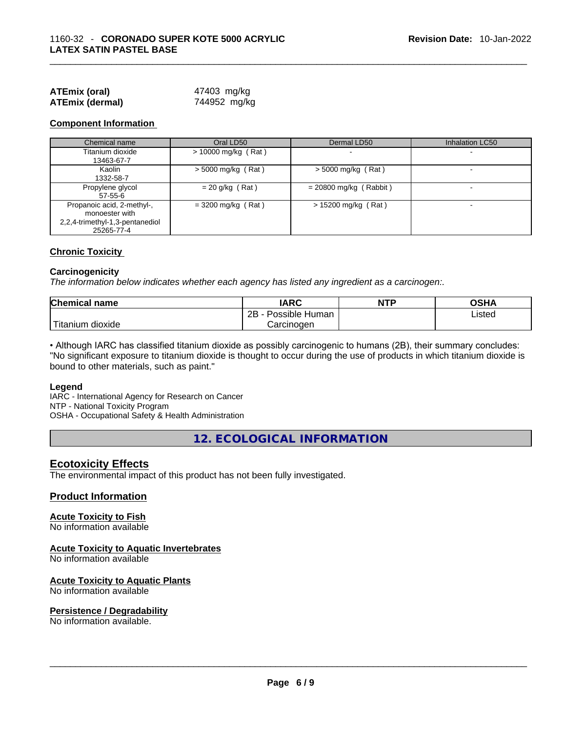**ATEmix (oral)** 47403 mg/kg
**ATEmix (dermal)** 744952 mg/kg

**Component Information**

| Chemical name | Oral LD50 | Dermal LD50 | Inhalation LC50 |
| --- | --- | --- | --- |
| Titanium dioxide<br>13463-67-7 | > 10000 mg/kg ( Rat ) | - | - |
| Kaolin<br>1332-58-7 | > 5000 mg/kg ( Rat ) | > 5000 mg/kg ( Rat ) | - |
| Propylene glycol<br>57-55-6 | = 20 g/kg ( Rat ) | = 20800 mg/kg ( Rabbit ) | - |
| Propanoic acid, 2-methyl-, monoester with 2,2,4-trimethyl-1,3-pentanediol<br>25265-77-4 | = 3200 mg/kg ( Rat ) | > 15200 mg/kg ( Rat ) | - |

**Chronic Toxicity**

**Carcinogenicity**

*The information below indicates whether each agency has listed any ingredient as a carcinogen:.*

| Chemical name | IARC | NTP | OSHA |
| --- | --- | --- | --- |
| Titanium dioxide | 2B - Possible Human Carcinogen | | Listed |

• Although IARC has classified titanium dioxide as possibly carcinogenic to humans (2B), their summary concludes: "No significant exposure to titanium dioxide is thought to occur during the use of products in which titanium dioxide is bound to other materials, such as paint."

**Legend**

IARC - International Agency for Research on Cancer
NTP - National Toxicity Program
OSHA - Occupational Safety & Health Administration

## 12. ECOLOGICAL INFORMATION

### Ecotoxicity Effects

The environmental impact of this product has not been fully investigated.

### Product Information

**Acute Toxicity to Fish**

No information available

**Acute Toxicity to Aquatic Invertebrates**

No information available

**Acute Toxicity to Aquatic Plants**

No information available

**Persistence / Degradability**

No information available.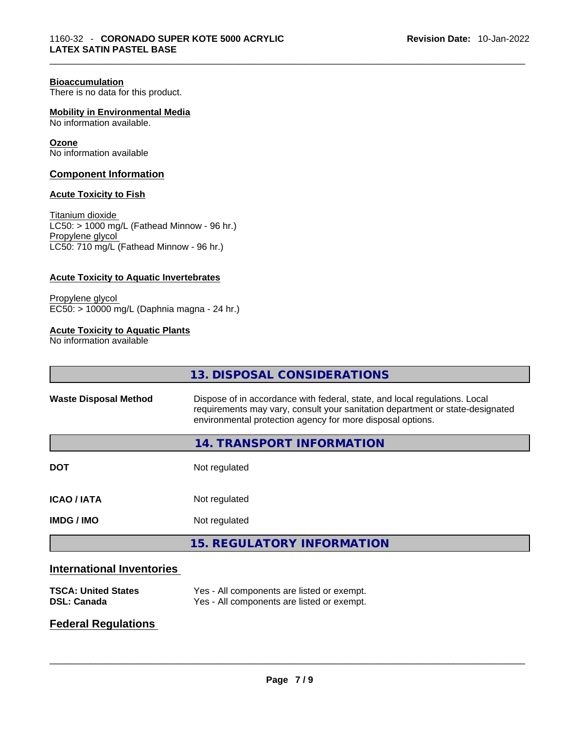#### Bioaccumulation
There is no data for this product.

#### Mobility in Environmental Media
No information available.

#### Ozone
No information available

### Component Information

#### Acute Toxicity to Fish

Titanium dioxide
LC50: > 1000 mg/L (Fathead Minnow - 96 hr.)
Propylene glycol
LC50: 710 mg/L (Fathead Minnow - 96 hr.)

#### Acute Toxicity to Aquatic Invertebrates

Propylene glycol
EC50: > 10000 mg/L (Daphnia magna - 24 hr.)

#### Acute Toxicity to Aquatic Plants
No information available

## 13. DISPOSAL CONSIDERATIONS

| | |
|---|---|
| **Waste Disposal Method** | Dispose of in accordance with federal, state, and local regulations. Local requirements may vary, consult your sanitation department or state-designated environmental protection agency for more disposal options. |

## 14. TRANSPORT INFORMATION

| | |
|---|---|
| **DOT** | Not regulated |
| **ICAO / IATA** | Not regulated |
| **IMDG / IMO** | Not regulated |

## 15. REGULATORY INFORMATION

### International Inventories

| | |
|---|---|
| **TSCA: United States** | Yes - All components are listed or exempt. |
| **DSL: Canada** | Yes - All components are listed or exempt. |

### Federal Regulations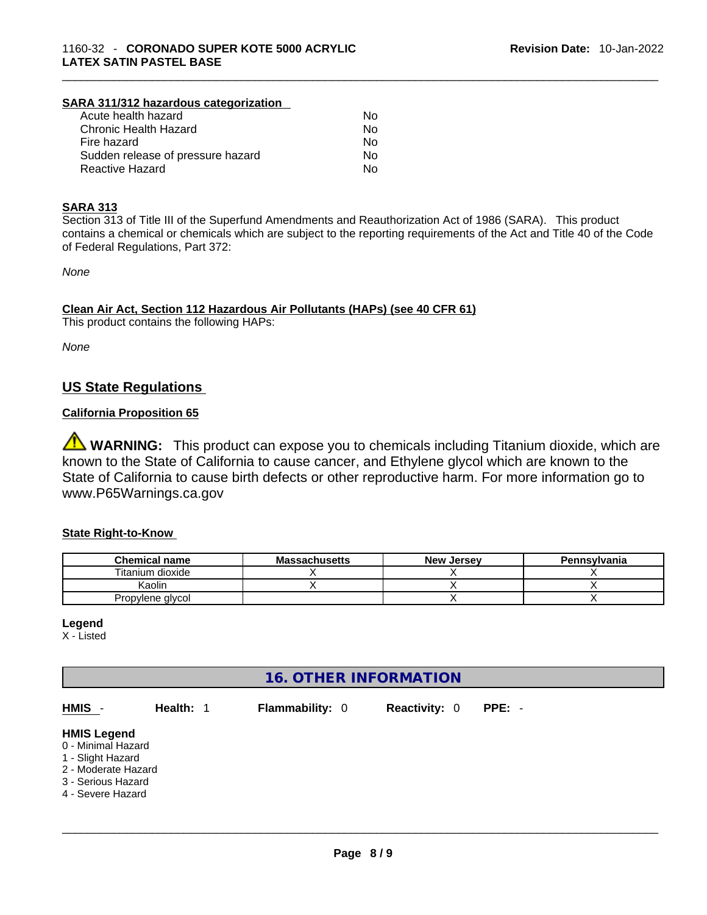**SARA 311/312 hazardous categorization**

| | |
|---|---|
| Acute health hazard | No |
| Chronic Health Hazard | No |
| Fire hazard | No |
| Sudden release of pressure hazard | No |
| Reactive Hazard | No |

**SARA 313**

Section 313 of Title III of the Superfund Amendments and Reauthorization Act of 1986 (SARA). This product contains a chemical or chemicals which are subject to the reporting requirements of the Act and Title 40 of the Code of Federal Regulations, Part 372:

*None*

**Clean Air Act, Section 112 Hazardous Air Pollutants (HAPs) (see 40 CFR 61)**

This product contains the following HAPs:

*None*

## US State Regulations

**California Proposition 65**

⚠ **WARNING:** This product can expose you to chemicals including Titanium dioxide, which are known to the State of California to cause cancer, and Ethylene glycol which are known to the State of California to cause birth defects or other reproductive harm. For more information go to www.P65Warnings.ca.gov

**State Right-to-Know**

| Chemical name | Massachusetts | New Jersey | Pennsylvania |
|---|---|---|---|
| Titanium dioxide | X | X | X |
| Kaolin | X | X | X |
| Propylene glycol | | X | X |

**Legend**

X - Listed

## 16. OTHER INFORMATION

**HMIS** - **Health:** 1 **Flammability:** 0 **Reactivity:** 0 **PPE:** -

**HMIS Legend**

0 - Minimal Hazard
1 - Slight Hazard
2 - Moderate Hazard
3 - Serious Hazard
4 - Severe Hazard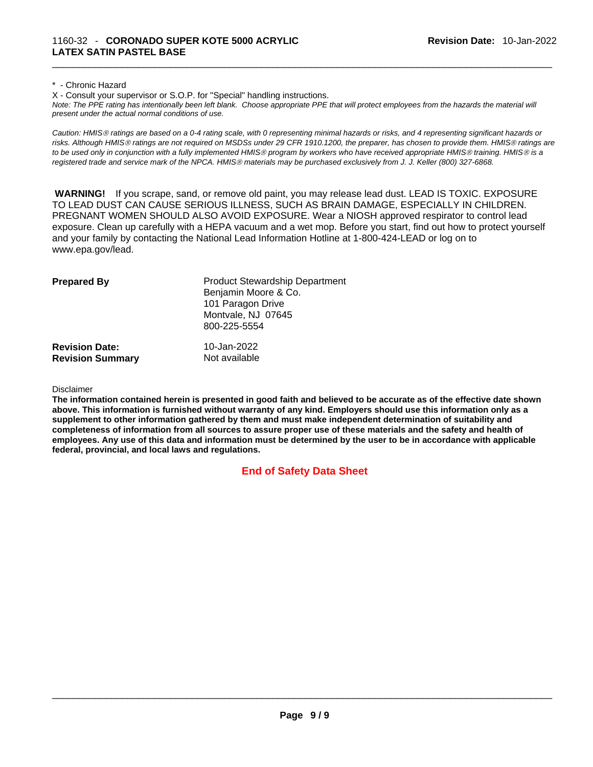\* - Chronic Hazard

X - Consult your supervisor or S.O.P. for "Special" handling instructions.

*Note: The PPE rating has intentionally been left blank. Choose appropriate PPE that will protect employees from the hazards the material will present under the actual normal conditions of use.*

*Caution: HMIS® ratings are based on a 0-4 rating scale, with 0 representing minimal hazards or risks, and 4 representing significant hazards or risks. Although HMIS® ratings are not required on MSDSs under 29 CFR 1910.1200, the preparer, has chosen to provide them. HMIS® ratings are to be used only in conjunction with a fully implemented HMIS® program by workers who have received appropriate HMIS® training. HMIS® is a registered trade and service mark of the NPCA. HMIS® materials may be purchased exclusively from J. J. Keller (800) 327-6868.*

**WARNING!** If you scrape, sand, or remove old paint, you may release lead dust. LEAD IS TOXIC. EXPOSURE TO LEAD DUST CAN CAUSE SERIOUS ILLNESS, SUCH AS BRAIN DAMAGE, ESPECIALLY IN CHILDREN. PREGNANT WOMEN SHOULD ALSO AVOID EXPOSURE. Wear a NIOSH approved respirator to control lead exposure. Clean up carefully with a HEPA vacuum and a wet mop. Before you start, find out how to protect yourself and your family by contacting the National Lead Information Hotline at 1-800-424-LEAD or log on to www.epa.gov/lead.

| | |
|---|---|
| **Prepared By** | Product Stewardship Department<br>Benjamin Moore & Co.<br>101 Paragon Drive<br>Montvale, NJ 07645<br>800-225-5554 |
| **Revision Date:** | 10-Jan-2022 |
| **Revision Summary** | Not available |

Disclaimer

**The information contained herein is presented in good faith and believed to be accurate as of the effective date shown above. This information is furnished without warranty of any kind. Employers should use this information only as a supplement to other information gathered by them and must make independent determination of suitability and completeness of information from all sources to assure proper use of these materials and the safety and health of employees. Any use of this data and information must be determined by the user to be in accordance with applicable federal, provincial, and local laws and regulations.**

**End of Safety Data Sheet**